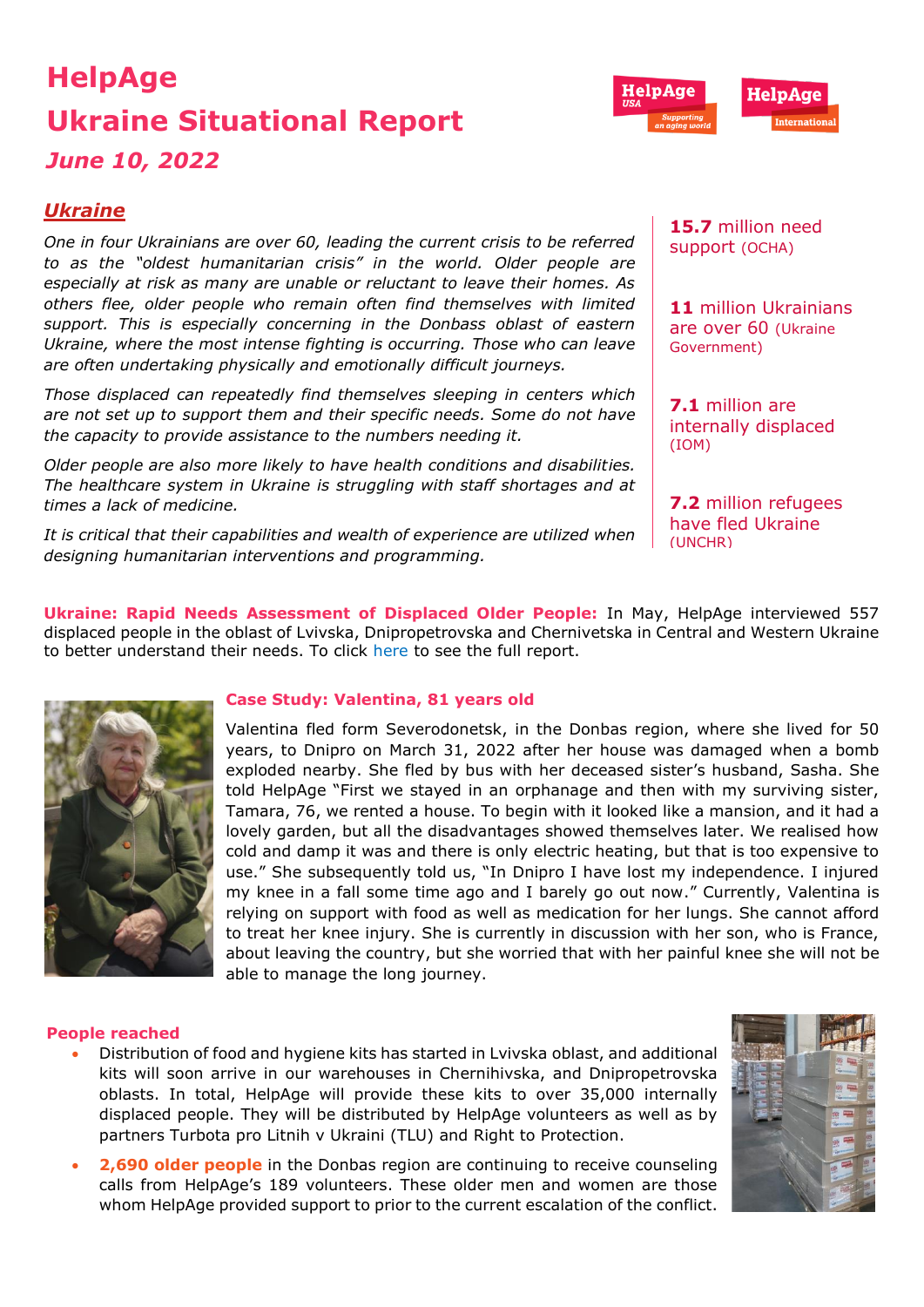# HelpAge
# Ukraine Situational Report
## *June 10, 2022*

## *Ukraine*

*One in four Ukrainians are over 60, leading the current crisis to be referred to as the "oldest humanitarian crisis" in the world. Older people are especially at risk as many are unable or reluctant to leave their homes. As others flee, older people who remain often find themselves with limited support. This is especially concerning in the Donbass oblast of eastern Ukraine, where the most intense fighting is occurring. Those who can leave are often undertaking physically and emotionally difficult journeys.*

*Those displaced can repeatedly find themselves sleeping in centers which are not set up to support them and their specific needs. Some do not have the capacity to provide assistance to the numbers needing it.*

*Older people are also more likely to have health conditions and disabilities. The healthcare system in Ukraine is struggling with staff shortages and at times a lack of medicine.*

*It is critical that their capabilities and wealth of experience are utilized when designing humanitarian interventions and programming.*

**15.7** million need support (OCHA)

**11** million Ukrainians are over 60 (Ukraine Government)

**7.1** million are internally displaced (IOM)

**7.2** million refugees have fled Ukraine (UNCHR)

**Ukraine: Rapid Needs Assessment of Displaced Older People:** In May, HelpAge interviewed 557 displaced people in the oblast of Lvivska, Dnipropetrovska and Chernivetska in Central and Western Ukraine to better understand their needs. To click here to see the full report.

### Case Study: Valentina, 81 years old

Valentina fled form Severodonetsk, in the Donbas region, where she lived for 50 years, to Dnipro on March 31, 2022 after her house was damaged when a bomb exploded nearby. She fled by bus with her deceased sister's husband, Sasha. She told HelpAge "First we stayed in an orphanage and then with my surviving sister, Tamara, 76, we rented a house. To begin with it looked like a mansion, and it had a lovely garden, but all the disadvantages showed themselves later. We realised how cold and damp it was and there is only electric heating, but that is too expensive to use." She subsequently told us, "In Dnipro I have lost my independence. I injured my knee in a fall some time ago and I barely go out now." Currently, Valentina is relying on support with food as well as medication for her lungs. She cannot afford to treat her knee injury. She is currently in discussion with her son, who is France, about leaving the country, but she worried that with her painful knee she will not be able to manage the long journey.

### People reached

- Distribution of food and hygiene kits has started in Lvivska oblast, and additional kits will soon arrive in our warehouses in Chernihivska, and Dnipropetrovska oblasts. In total, HelpAge will provide these kits to over 35,000 internally displaced people. They will be distributed by HelpAge volunteers as well as by partners Turbota pro Litnih v Ukraini (TLU) and Right to Protection.
- **2,690 older people** in the Donbas region are continuing to receive counseling calls from HelpAge's 189 volunteers. These older men and women are those whom HelpAge provided support to prior to the current escalation of the conflict.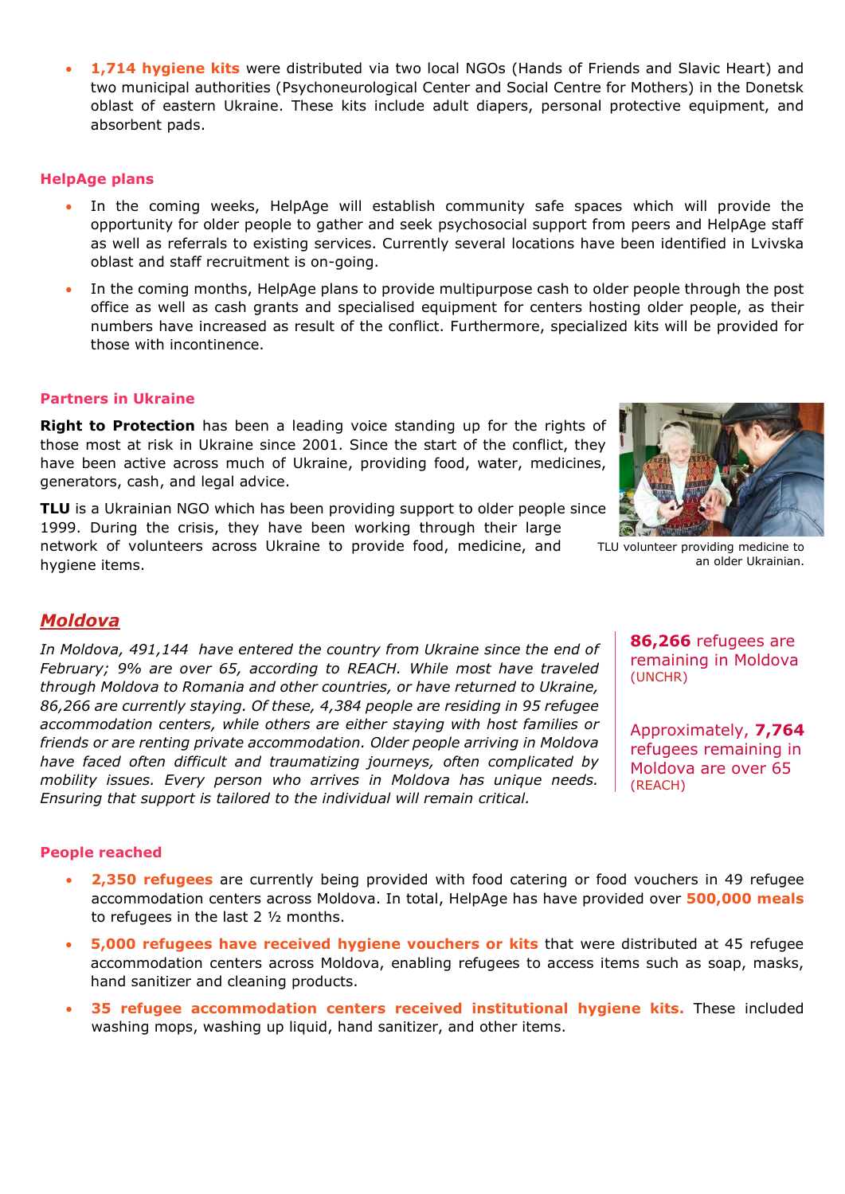- **1,714 hygiene kits** were distributed via two local NGOs (Hands of Friends and Slavic Heart) and two municipal authorities (Psychoneurological Center and Social Centre for Mothers) in the Donetsk oblast of eastern Ukraine. These kits include adult diapers, personal protective equipment, and absorbent pads.

### HelpAge plans

- In the coming weeks, HelpAge will establish community safe spaces which will provide the opportunity for older people to gather and seek psychosocial support from peers and HelpAge staff as well as referrals to existing services. Currently several locations have been identified in Lvivska oblast and staff recruitment is on-going.
- In the coming months, HelpAge plans to provide multipurpose cash to older people through the post office as well as cash grants and specialised equipment for centers hosting older people, as their numbers have increased as result of the conflict. Furthermore, specialized kits will be provided for those with incontinence.

### Partners in Ukraine

**Right to Protection** has been a leading voice standing up for the rights of those most at risk in Ukraine since 2001. Since the start of the conflict, they have been active across much of Ukraine, providing food, water, medicines, generators, cash, and legal advice.

**TLU** is a Ukrainian NGO which has been providing support to older people since 1999. During the crisis, they have been working through their large network of volunteers across Ukraine to provide food, medicine, and hygiene items.

TLU volunteer providing medicine to an older Ukrainian.

## Moldova

*In Moldova, 491,144 have entered the country from Ukraine since the end of February; 9% are over 65, according to REACH. While most have traveled through Moldova to Romania and other countries, or have returned to Ukraine, 86,266 are currently staying. Of these, 4,384 people are residing in 95 refugee accommodation centers, while others are either staying with host families or friends or are renting private accommodation. Older people arriving in Moldova have faced often difficult and traumatizing journeys, often complicated by mobility issues. Every person who arrives in Moldova has unique needs. Ensuring that support is tailored to the individual will remain critical.*

**86,266** refugees are remaining in Moldova (UNCHR)

Approximately, **7,764** refugees remaining in Moldova are over 65 (REACH)

### People reached

- **2,350 refugees** are currently being provided with food catering or food vouchers in 49 refugee accommodation centers across Moldova. In total, HelpAge has have provided over **500,000 meals** to refugees in the last 2 ½ months.
- **5,000 refugees have received hygiene vouchers or kits** that were distributed at 45 refugee accommodation centers across Moldova, enabling refugees to access items such as soap, masks, hand sanitizer and cleaning products.
- **35 refugee accommodation centers received institutional hygiene kits.** These included washing mops, washing up liquid, hand sanitizer, and other items.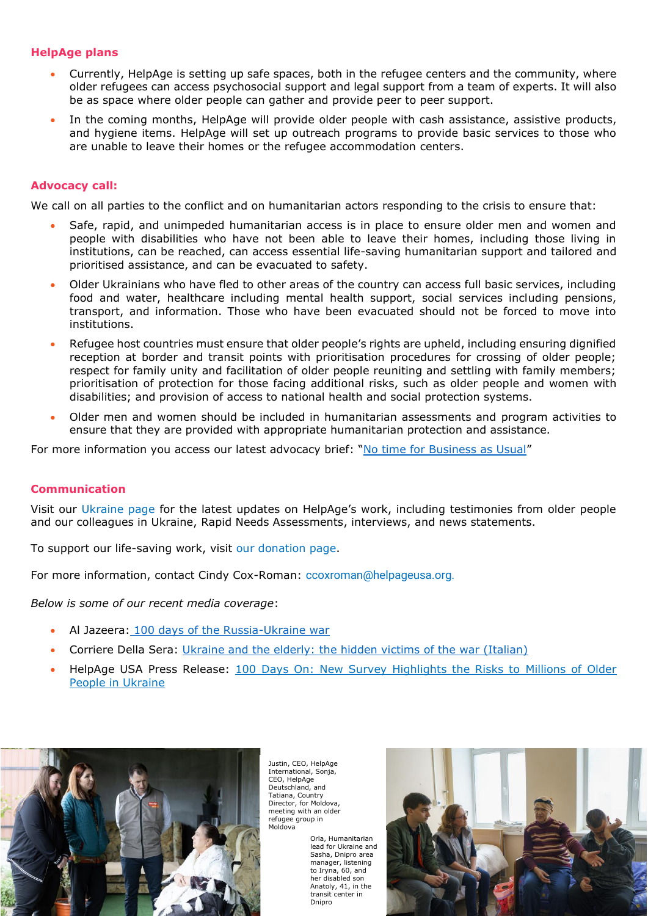### HelpAge plans

- Currently, HelpAge is setting up safe spaces, both in the refugee centers and the community, where older refugees can access psychosocial support and legal support from a team of experts. It will also be as space where older people can gather and provide peer to peer support.
- In the coming months, HelpAge will provide older people with cash assistance, assistive products, and hygiene items. HelpAge will set up outreach programs to provide basic services to those who are unable to leave their homes or the refugee accommodation centers.

### Advocacy call:

We call on all parties to the conflict and on humanitarian actors responding to the crisis to ensure that:

- Safe, rapid, and unimpeded humanitarian access is in place to ensure older men and women and people with disabilities who have not been able to leave their homes, including those living in institutions, can be reached, can access essential life-saving humanitarian support and tailored and prioritised assistance, and can be evacuated to safety.
- Older Ukrainians who have fled to other areas of the country can access full basic services, including food and water, healthcare including mental health support, social services including pensions, transport, and information. Those who have been evacuated should not be forced to move into institutions.
- Refugee host countries must ensure that older people's rights are upheld, including ensuring dignified reception at border and transit points with prioritisation procedures for crossing of older people; respect for family unity and facilitation of older people reuniting and settling with family members; prioritisation of protection for those facing additional risks, such as older people and women with disabilities; and provision of access to national health and social protection systems.
- Older men and women should be included in humanitarian assessments and program activities to ensure that they are provided with appropriate humanitarian protection and assistance.

For more information you access our latest advocacy brief: "No time for Business as Usual"

### Communication

Visit our Ukraine page for the latest updates on HelpAge's work, including testimonies from older people and our colleagues in Ukraine, Rapid Needs Assessments, interviews, and news statements.

To support our life-saving work, visit our donation page.

For more information, contact Cindy Cox-Roman: ccoxroman@helpageusa.org.

*Below is some of our recent media coverage*:

- Al Jazeera: 100 days of the Russia-Ukraine war
- Corriere Della Sera: Ukraine and the elderly: the hidden victims of the war (Italian)
- HelpAge USA Press Release: 100 Days On: New Survey Highlights the Risks to Millions of Older People in Ukraine

Justin, CEO, HelpAge International, Sonja, CEO, HelpAge Deutschland, and Tatiana, Country Director, for Moldova, meeting with an older refugee group in Moldova

Orla, Humanitarian lead for Ukraine and Sasha, Dnipro area manager, listening to Iryna, 60, and her disabled son Anatoly, 41, in the transit center in Dnipro